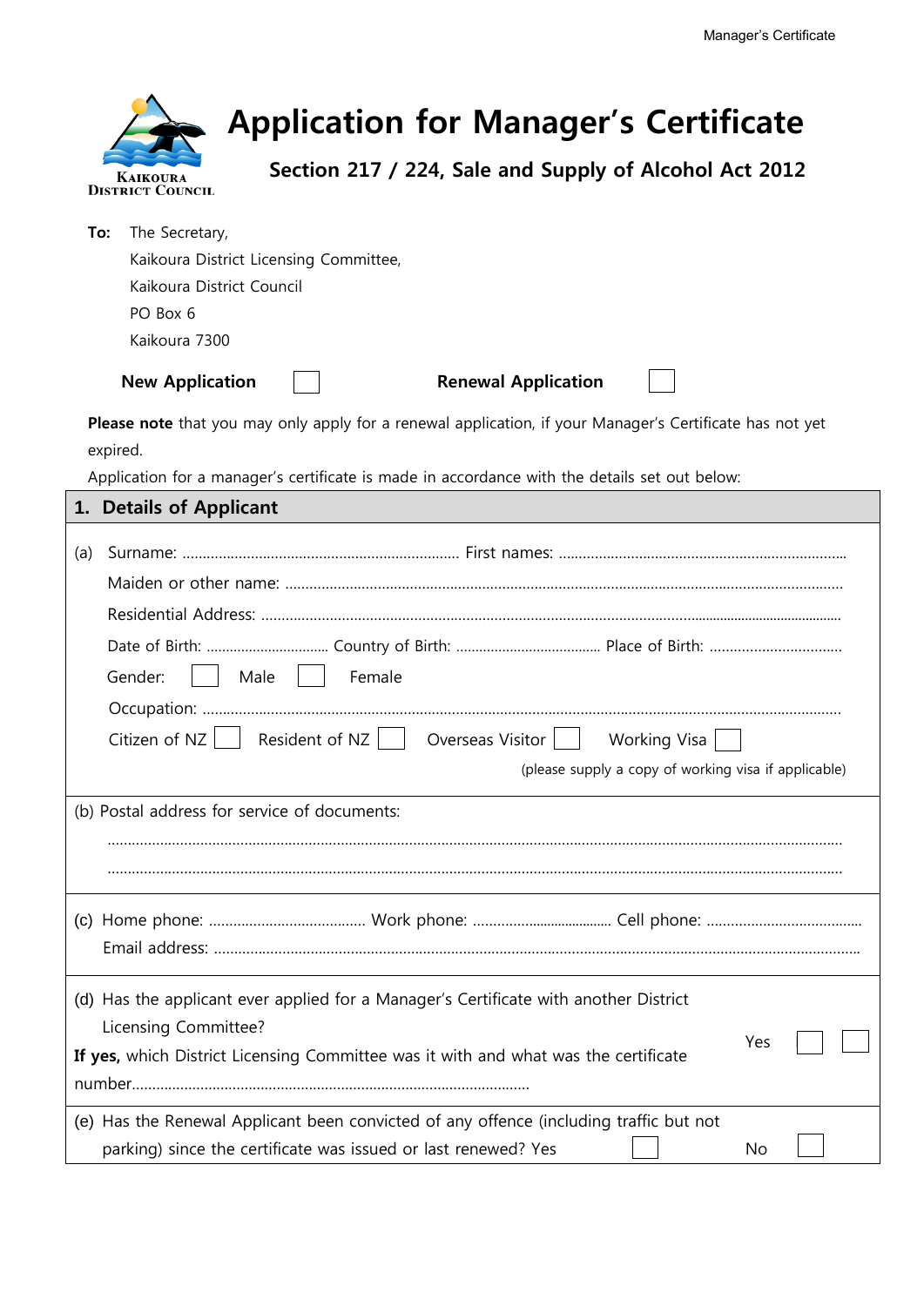# Application for Manager's Certificate

## Section 217 / 224, Sale and Supply of Alcohol Act 2012

**To:** The Secretary,
Kaikoura District Licensing Committee,
Kaikoura District Council
PO Box 6
Kaikoura 7300

**New Application** ☐ **Renewal Application** ☐

**Please note** that you may only apply for a renewal application, if your Manager's Certificate has not yet expired.

Application for a manager's certificate is made in accordance with the details set out below:

## 1. Details of Applicant

(a) Surname: .................................................................... First names: ........................................................................

Maiden or other name: ..........................................................................................................................................

Residential Address: ..............................................................................................................................................

Date of Birth: ................................ Country of Birth: ..................................... Place of Birth: .................................

Gender: ☐ Male ☐ Female

Occupation: ............................................................................................................................................................

Citizen of NZ ☐ Resident of NZ ☐ Overseas Visitor ☐ Working Visa ☐

(please supply a copy of working visa if applicable)

(b) Postal address for service of documents:

..................................................................................................................................................................................

..................................................................................................................................................................................

(c) Home phone: ....................................... Work phone: .................................... Cell phone: .......................................

Email address: ..........................................................................................................................................................

(d) Has the applicant ever applied for a Manager's Certificate with another District Licensing Committee? Yes ☐ ☐

**If yes,** which District Licensing Committee was it with and what was the certificate number..................................................................................................

(e) Has the Renewal Applicant been convicted of any offence (including traffic but not parking) since the certificate was issued or last renewed? Yes ☐ No ☐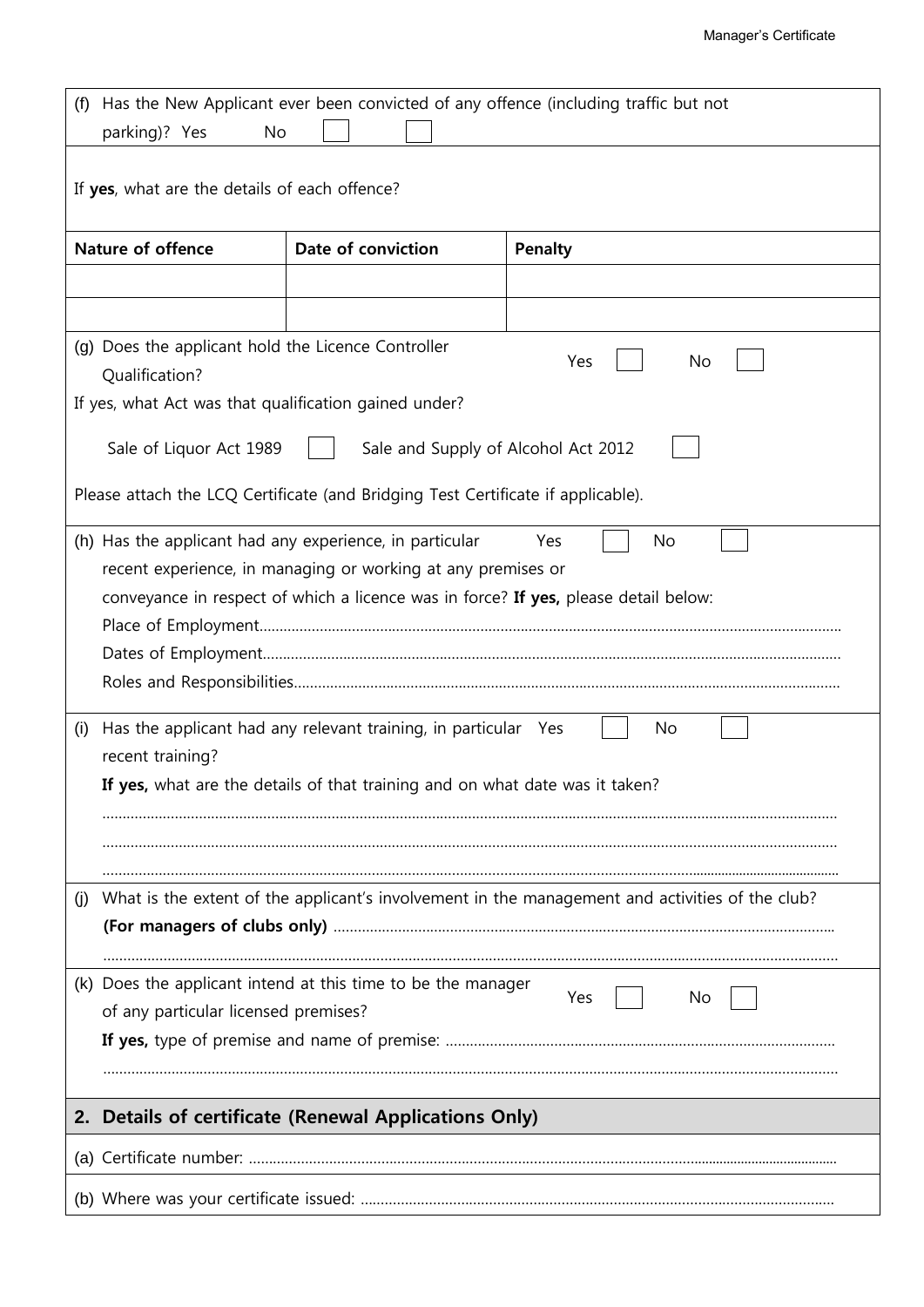(f) Has the New Applicant ever been convicted of any offence (including traffic but not parking)? Yes ☐ No ☐

If **yes**, what are the details of each offence?

| Nature of offence | Date of conviction | Penalty |
|---|---|---|
| | | |
| | | |

(g) Does the applicant hold the Licence Controller Qualification? Yes ☐ No ☐

If yes, what Act was that qualification gained under?

Sale of Liquor Act 1989 ☐ Sale and Supply of Alcohol Act 2012 ☐

Please attach the LCQ Certificate (and Bridging Test Certificate if applicable).

(h) Has the applicant had any experience, in particular recent experience, in managing or working at any premises or conveyance in respect of which a licence was in force? Yes ☐ No ☐ **If yes,** please detail below:

Place of Employment.................................................................................................................................

Dates of Employment................................................................................................................................

Roles and Responsibilities........................................................................................................................

(i) Has the applicant had any relevant training, in particular recent training? Yes ☐ No ☐

**If yes,** what are the details of that training and on what date was it taken?

.....................................................................................................................................................................

.....................................................................................................................................................................

.....................................................................................................................................................................

(j) What is the extent of the applicant's involvement in the management and activities of the club? **(For managers of clubs only)** ..............................................................................................................

.....................................................................................................................................................................

(k) Does the applicant intend at this time to be the manager of any particular licensed premises? Yes ☐ No ☐

**If yes,** type of premise and name of premise: ...................................................................................

.....................................................................................................................................................................

## 2. Details of certificate (Renewal Applications Only)

(a) Certificate number: ................................................................................................................................

(b) Where was your certificate issued: .......................................................................................................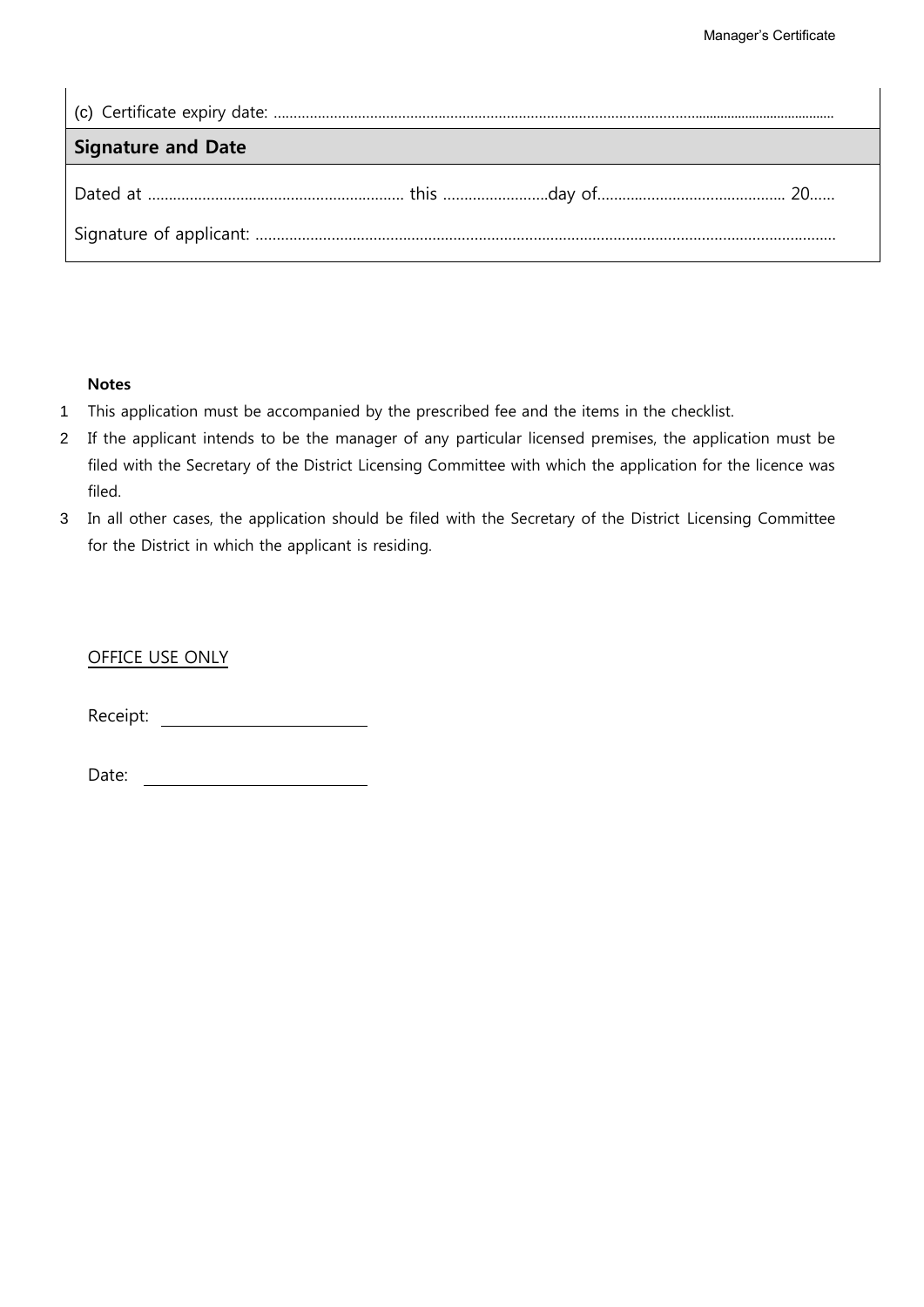(c) Certificate expiry date: ..............................................................................................................................................

## Signature and Date

Dated at ............................................................ this .........................day of............................................ 20......

Signature of applicant: .........................................................................................................................................

**Notes**

1. This application must be accompanied by the prescribed fee and the items in the checklist.
2. If the applicant intends to be the manager of any particular licensed premises, the application must be filed with the Secretary of the District Licensing Committee with which the application for the licence was filed.
3. In all other cases, the application should be filed with the Secretary of the District Licensing Committee for the District in which the applicant is residing.

OFFICE USE ONLY

Receipt: ____________________

Date: ____________________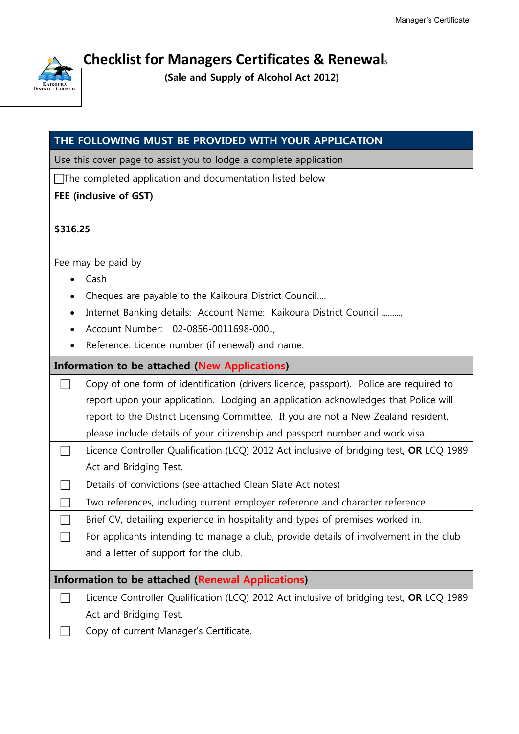# Checklist for Managers Certificates & Renewals

**(Sale and Supply of Alcohol Act 2012)**

| THE FOLLOWING MUST BE PROVIDED WITH YOUR APPLICATION |
| --- |
| Use this cover page to assist you to lodge a complete application |
| ☐ The completed application and documentation listed below |
| **FEE (inclusive of GST)**<br><br>**$316.25**<br><br>Fee may be paid by<br>• Cash<br>• Cheques are payable to the Kaikoura District Council....<br>• Internet Banking details: Account Name: Kaikoura District Council .........,<br>• Account Number: 02-0856-0011698-000..,<br>• Reference: Licence number (if renewal) and name. |

| **Information to be attached (New Applications)** | |
| --- | --- |
| ☐ | Copy of one form of identification (drivers licence, passport). Police are required to report upon your application. Lodging an application acknowledges that Police will report to the District Licensing Committee. If you are not a New Zealand resident, please include details of your citizenship and passport number and work visa. |
| ☐ | Licence Controller Qualification (LCQ) 2012 Act inclusive of bridging test, **OR** LCQ 1989 Act and Bridging Test. |
| ☐ | Details of convictions (see attached Clean Slate Act notes) |
| ☐ | Two references, including current employer reference and character reference. |
| ☐ | Brief CV, detailing experience in hospitality and types of premises worked in. |
| ☐ | For applicants intending to manage a club, provide details of involvement in the club and a letter of support for the club. |

| **Information to be attached (Renewal Applications)** | |
| --- | --- |
| ☐ | Licence Controller Qualification (LCQ) 2012 Act inclusive of bridging test, **OR** LCQ 1989 Act and Bridging Test. |
| ☐ | Copy of current Manager's Certificate. |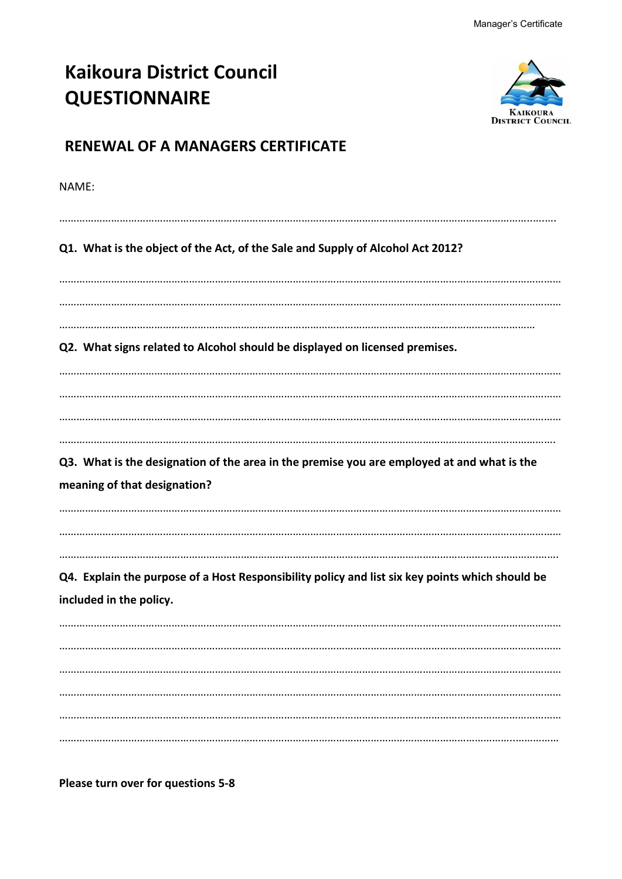# Kaikoura District Council QUESTIONNAIRE

## RENEWAL OF A MANAGERS CERTIFICATE

NAME:

…………………………………………………………………………………………………………………………………………………………

**Q1. What is the object of the Act, of the Sale and Supply of Alcohol Act 2012?**

…………………………………………………………………………………………………………………………………………………………

…………………………………………………………………………………………………………………………………………………………

…………………………………………………………………………………………………………………………………………………………

**Q2. What signs related to Alcohol should be displayed on licensed premises.**

…………………………………………………………………………………………………………………………………………………………

…………………………………………………………………………………………………………………………………………………………

…………………………………………………………………………………………………………………………………………………………

…………………………………………………………………………………………………………………………………………………………

**Q3. What is the designation of the area in the premise you are employed at and what is the meaning of that designation?**

…………………………………………………………………………………………………………………………………………………………

…………………………………………………………………………………………………………………………………………………………

…………………………………………………………………………………………………………………………………………………………

**Q4. Explain the purpose of a Host Responsibility policy and list six key points which should be included in the policy.**

…………………………………………………………………………………………………………………………………………………………

…………………………………………………………………………………………………………………………………………………………

…………………………………………………………………………………………………………………………………………………………

…………………………………………………………………………………………………………………………………………………………

…………………………………………………………………………………………………………………………………………………………

…………………………………………………………………………………………………………………………………………………………

**Please turn over for questions 5-8**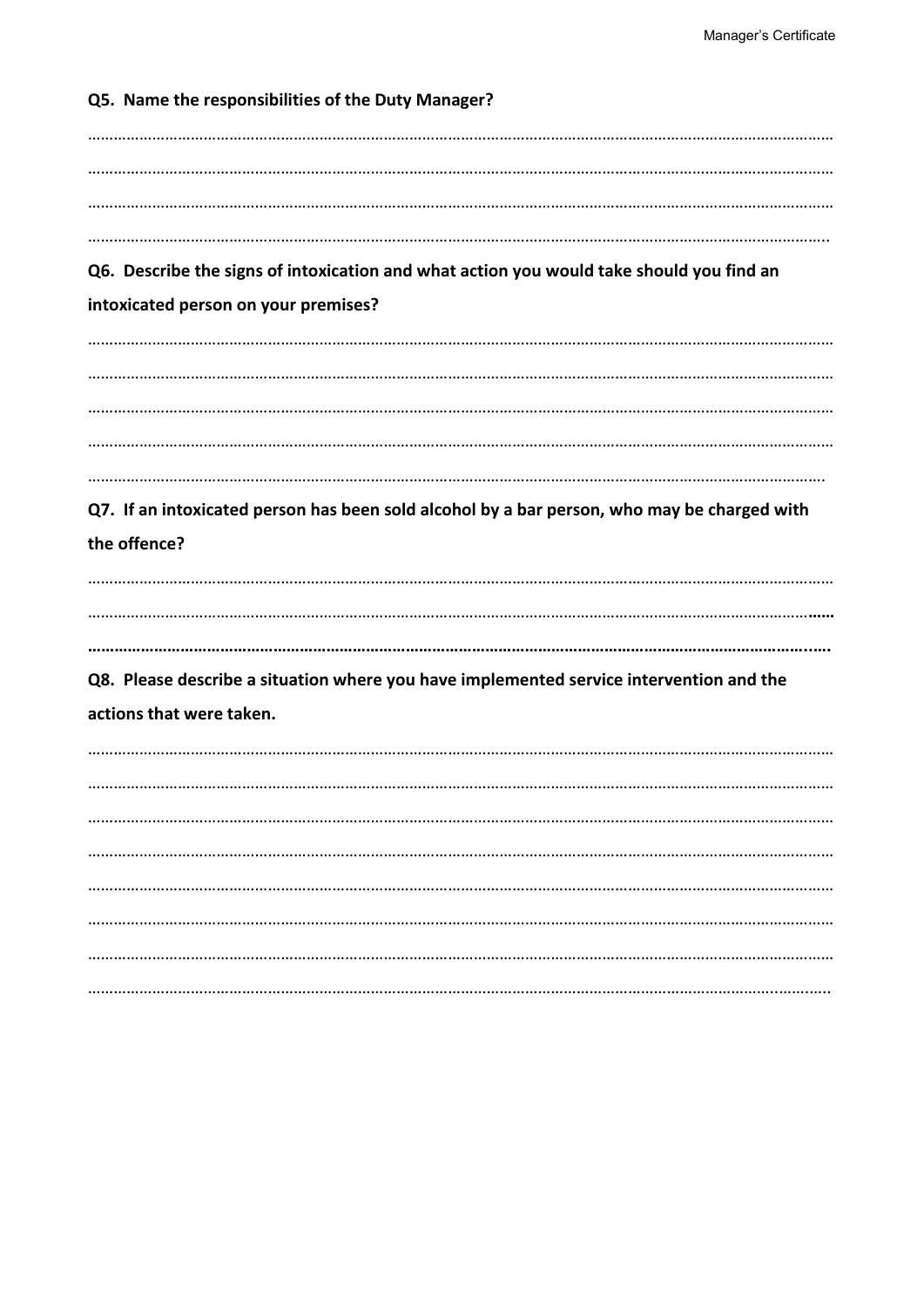**Q5. Name the responsibilities of the Duty Manager?**

……………………………………………………………………………………………………………………………………………………

……………………………………………………………………………………………………………………………………………………

……………………………………………………………………………………………………………………………………………………

……………………………………………………………………………………………………………………………………………………

**Q6. Describe the signs of intoxication and what action you would take should you find an intoxicated person on your premises?**

……………………………………………………………………………………………………………………………………………………

……………………………………………………………………………………………………………………………………………………

……………………………………………………………………………………………………………………………………………………

……………………………………………………………………………………………………………………………………………………

……………………………………………………………………………………………………………………………………………………

**Q7. If an intoxicated person has been sold alcohol by a bar person, who may be charged with the offence?**

……………………………………………………………………………………………………………………………………………………

……………………………………………………………………………………………………………………………………………………

……………………………………………………………………………………………………………………………………………………

**Q8. Please describe a situation where you have implemented service intervention and the actions that were taken.**

……………………………………………………………………………………………………………………………………………………

……………………………………………………………………………………………………………………………………………………

……………………………………………………………………………………………………………………………………………………

……………………………………………………………………………………………………………………………………………………

……………………………………………………………………………………………………………………………………………………

……………………………………………………………………………………………………………………………………………………

……………………………………………………………………………………………………………………………………………………

……………………………………………………………………………………………………………………………………………………